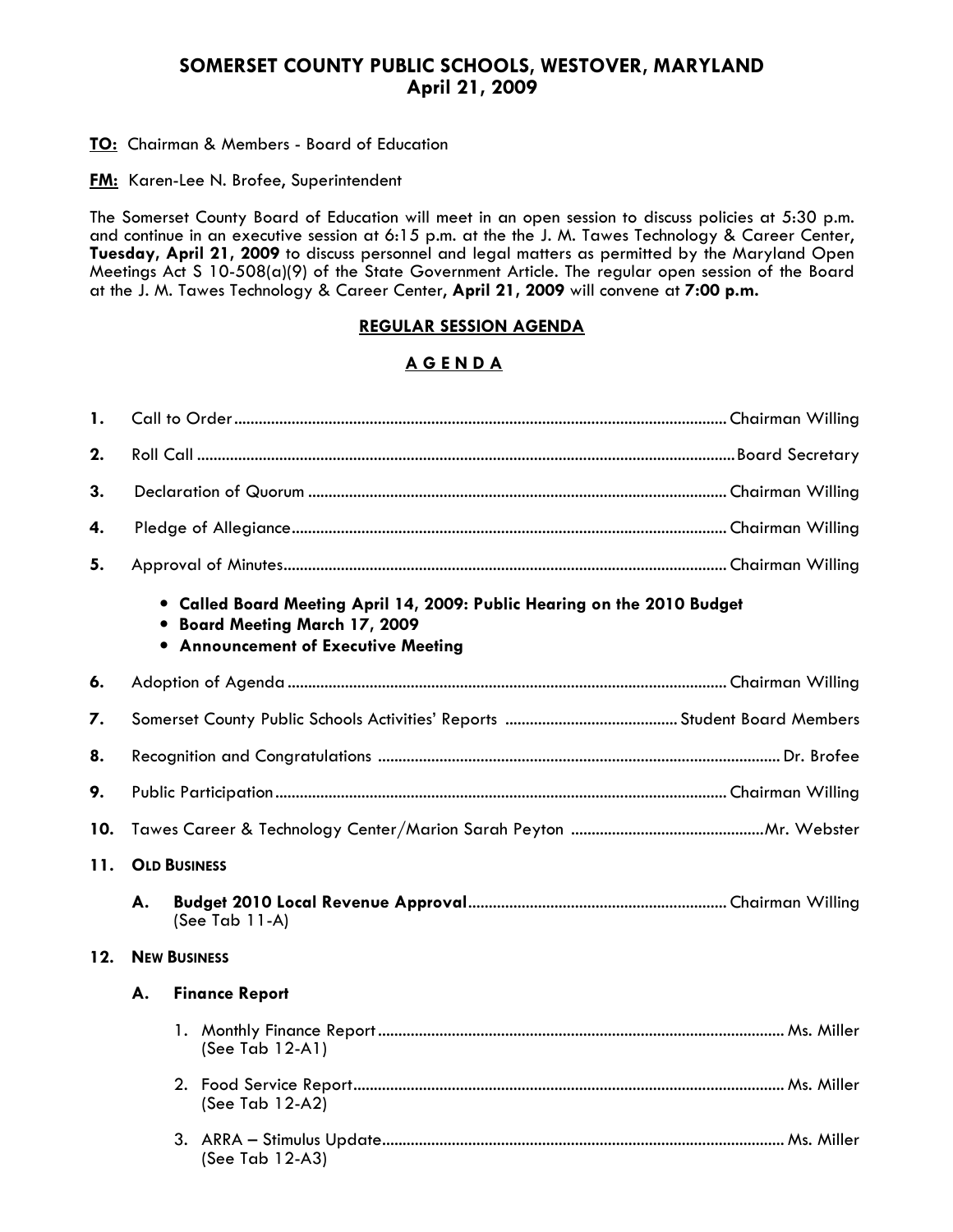# SOMERSET COUNTY PUBLIC SCHOOLS, WESTOVER, MARYLAND
## April 21, 2009

**TO:** Chairman & Members - Board of Education

**FM:** Karen-Lee N. Brofee, Superintendent

The Somerset County Board of Education will meet in an open session to discuss policies at 5:30 p.m. and continue in an executive session at 6:15 p.m. at the the J. M. Tawes Technology & Career Center, **Tuesday, April 21, 2009** to discuss personnel and legal matters as permitted by the Maryland Open Meetings Act S 10-508(a)(9) of the State Government Article. The regular open session of the Board at the J. M. Tawes Technology & Career Center, **April 21, 2009** will convene at **7:00 p.m.**

## REGULAR SESSION AGENDA

## A G E N D A

1. Call to Order ........ Chairman Willing
2. Roll Call ........ Board Secretary
3. Declaration of Quorum ........ Chairman Willing
4. Pledge of Allegiance ........ Chairman Willing
5. Approval of Minutes ........ Chairman Willing
   - **Called Board Meeting April 14, 2009: Public Hearing on the 2010 Budget**
   - **Board Meeting March 17, 2009**
   - **Announcement of Executive Meeting**
6. Adoption of Agenda ........ Chairman Willing
7. Somerset County Public Schools Activities' Reports ........ Student Board Members
8. Recognition and Congratulations ........ Dr. Brofee
9. Public Participation ........ Chairman Willing
10. Tawes Career & Technology Center/Marion Sarah Peyton ........ Mr. Webster
11. **OLD BUSINESS**
    - A. **Budget 2010 Local Revenue Approval** ........ Chairman Willing
      (See Tab 11-A)
12. **NEW BUSINESS**
    - A. **Finance Report**
      1. Monthly Finance Report ........ Ms. Miller
         (See Tab 12-A1)
      2. Food Service Report ........ Ms. Miller
         (See Tab 12-A2)
      3. ARRA – Stimulus Update ........ Ms. Miller
         (See Tab 12-A3)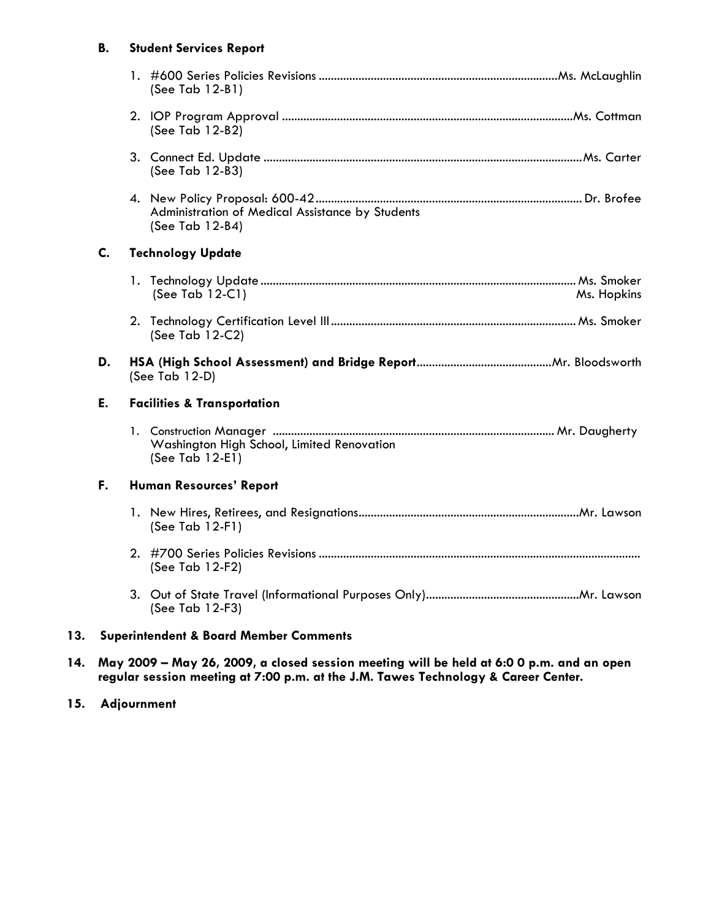**B. Student Services Report**

1. #600 Series Policies Revisions ............................................................................Ms. McLaughlin
   (See Tab 12-B1)

2. IOP Program Approval ..............................................................................................Ms. Cottman
   (See Tab 12-B2)

3. Connect Ed. Update .......................................................................................................Ms. Carter
   (See Tab 12-B3)

4. New Policy Proposal: 600-42...................................................................................... Dr. Brofee
   Administration of Medical Assistance by Students
   (See Tab 12-B4)

**C. Technology Update**

1. Technology Update...................................................................................................... Ms. Smoker
   (See Tab 12-C1) Ms. Hopkins

2. Technology Certification Level III................................................................................ Ms. Smoker
   (See Tab 12-C2)

**D. HSA (High School Assessment) and Bridge Report**............................................Mr. Bloodsworth
(See Tab 12-D)

**E. Facilities & Transportation**

1. Construction Manager ........................................................................................... Mr. Daugherty
   Washington High School, Limited Renovation
   (See Tab 12-E1)

**F. Human Resources' Report**

1. New Hires, Retirees, and Resignations.......................................................................Mr. Lawson
   (See Tab 12-F1)

2. #700 Series Policies Revisions .......................................................................................................
   (See Tab 12-F2)

3. Out of State Travel (Informational Purposes Only)..................................................Mr. Lawson
   (See Tab 12-F3)

**13. Superintendent & Board Member Comments**

**14. May 2009 – May 26, 2009, a closed session meeting will be held at 6:0 0 p.m. and an open regular session meeting at 7:00 p.m. at the J.M. Tawes Technology & Career Center.**

**15. Adjournment**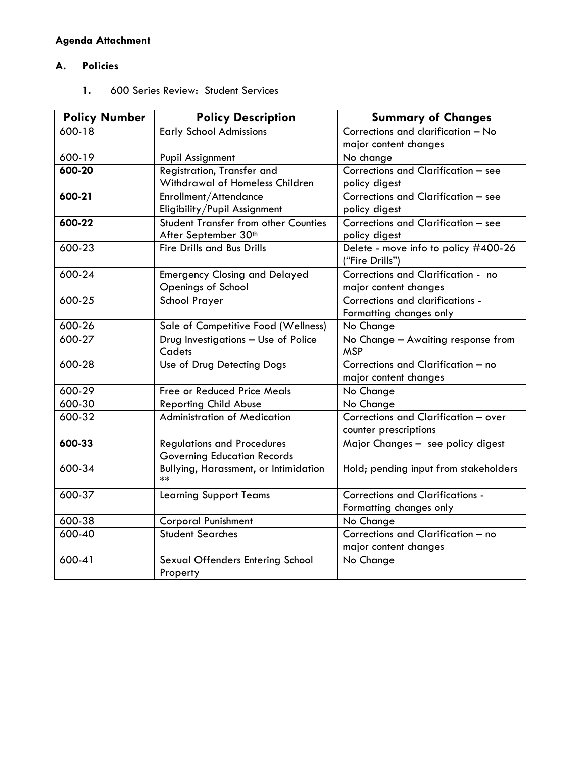**Agenda Attachment**

**A. Policies**

1. 600 Series Review: Student Services

| Policy Number | Policy Description | Summary of Changes |
|---|---|---|
| 600-18 | Early School Admissions | Corrections and clarification – No major content changes |
| 600-19 | Pupil Assignment | No change |
| **600-20** | Registration, Transfer and Withdrawal of Homeless Children | Corrections and Clarification – see policy digest |
| **600-21** | Enrollment/Attendance Eligibility/Pupil Assignment | Corrections and Clarification – see policy digest |
| **600-22** | Student Transfer from other Counties After September 30th | Corrections and Clarification – see policy digest |
| 600-23 | Fire Drills and Bus Drills | Delete - move info to policy #400-26 ("Fire Drills") |
| 600-24 | Emergency Closing and Delayed Openings of School | Corrections and Clarification - no major content changes |
| 600-25 | School Prayer | Corrections and clarifications - Formatting changes only |
| 600-26 | Sale of Competitive Food (Wellness) | No Change |
| 600-27 | Drug Investigations – Use of Police Cadets | No Change – Awaiting response from MSP |
| 600-28 | Use of Drug Detecting Dogs | Corrections and Clarification – no major content changes |
| 600-29 | Free or Reduced Price Meals | No Change |
| 600-30 | Reporting Child Abuse | No Change |
| 600-32 | Administration of Medication | Corrections and Clarification – over counter prescriptions |
| **600-33** | Regulations and Procedures Governing Education Records | Major Changes – see policy digest |
| 600-34 | Bullying, Harassment, or Intimidation ** | Hold; pending input from stakeholders |
| 600-37 | Learning Support Teams | Corrections and Clarifications - Formatting changes only |
| 600-38 | Corporal Punishment | No Change |
| 600-40 | Student Searches | Corrections and Clarification – no major content changes |
| 600-41 | Sexual Offenders Entering School Property | No Change |